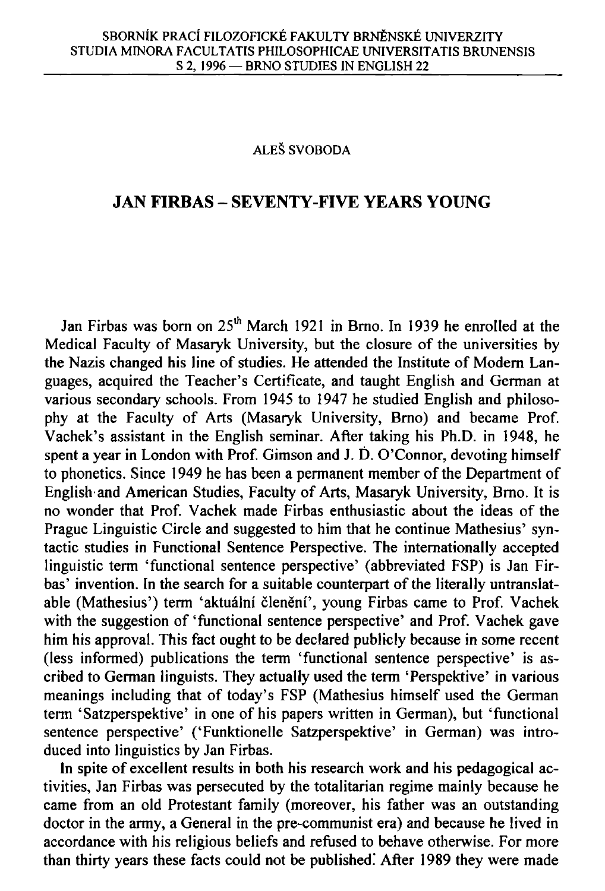ALEŠ SVOBODA

# JAN FIRBAS – SEVENTY-FIVE YEARS YOUNG

Jan Firbas was born on 25th March 1921 in Brno. In 1939 he enrolled at the Medical Faculty of Masaryk University, but the closure of the universities by the Nazis changed his line of studies. He attended the Institute of Modern Languages, acquired the Teacher's Certificate, and taught English and German at various secondary schools. From 1945 to 1947 he studied English and philosophy at the Faculty of Arts (Masaryk University, Brno) and became Prof. Vachek's assistant in the English seminar. After taking his Ph.D. in 1948, he spent a year in London with Prof. Gimson and J. D. O'Connor, devoting himself to phonetics. Since 1949 he has been a permanent member of the Department of English and American Studies, Faculty of Arts, Masaryk University, Brno. It is no wonder that Prof. Vachek made Firbas enthusiastic about the ideas of the Prague Linguistic Circle and suggested to him that he continue Mathesius' syntactic studies in Functional Sentence Perspective. The internationally accepted linguistic term 'functional sentence perspective' (abbreviated FSP) is Jan Firbas' invention. In the search for a suitable counterpart of the literally untranslatable (Mathesius') term 'aktuální členění', young Firbas came to Prof. Vachek with the suggestion of 'functional sentence perspective' and Prof. Vachek gave him his approval. This fact ought to be declared publicly because in some recent (less informed) publications the term 'functional sentence perspective' is ascribed to German linguists. They actually used the term 'Perspektive' in various meanings including that of today's FSP (Mathesius himself used the German term 'Satzperspektive' in one of his papers written in German), but 'functional sentence perspective' ('Funktionelle Satzperspektive' in German) was introduced into linguistics by Jan Firbas.

In spite of excellent results in both his research work and his pedagogical activities, Jan Firbas was persecuted by the totalitarian regime mainly because he came from an old Protestant family (moreover, his father was an outstanding doctor in the army, a General in the pre-communist era) and because he lived in accordance with his religious beliefs and refused to behave otherwise. For more than thirty years these facts could not be published. After 1989 they were made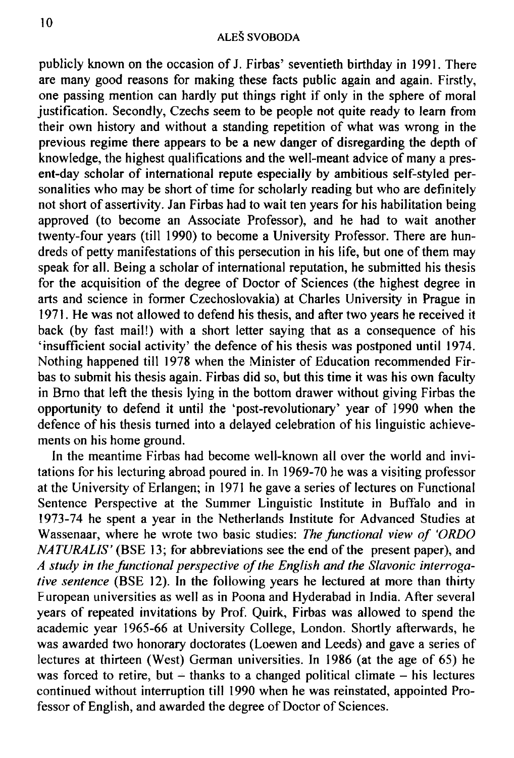publicly known on the occasion of J. Firbas' seventieth birthday in 1991. There are many good reasons for making these facts public again and again. Firstly, one passing mention can hardly put things right if only in the sphere of moral justification. Secondly, Czechs seem to be people not quite ready to learn from their own history and without a standing repetition of what was wrong in the previous regime there appears to be a new danger of disregarding the depth of knowledge, the highest qualifications and the well-meant advice of many a present-day scholar of international repute especially by ambitious self-styled personalities who may be short of time for scholarly reading but who are definitely not short of assertivity. Jan Firbas had to wait ten years for his habilitation being approved (to become an Associate Professor), and he had to wait another twenty-four years (till 1990) to become a University Professor. There are hundreds of petty manifestations of this persecution in his life, but one of them may speak for all. Being a scholar of international reputation, he submitted his thesis for the acquisition of the degree of Doctor of Sciences (the highest degree in arts and science in former Czechoslovakia) at Charles University in Prague in 1971. He was not allowed to defend his thesis, and after two years he received it back (by fast mail!) with a short letter saying that as a consequence of his 'insufficient social activity' the defence of his thesis was postponed until 1974. Nothing happened till 1978 when the Minister of Education recommended Firbas to submit his thesis again. Firbas did so, but this time it was his own faculty in Brno that left the thesis lying in the bottom drawer without giving Firbas the opportunity to defend it until the 'post-revolutionary' year of 1990 when the defence of his thesis turned into a delayed celebration of his linguistic achievements on his home ground.

In the meantime Firbas had become well-known all over the world and invitations for his lecturing abroad poured in. In 1969-70 he was a visiting professor at the University of Erlangen; in 1971 he gave a series of lectures on Functional Sentence Perspective at the Summer Linguistic Institute in Buffalo and in 1973-74 he spent a year in the Netherlands Institute for Advanced Studies at Wassenaar, where he wrote two basic studies: *The functional view of 'ORDO NATURALIS'* (BSE 13; for abbreviations see the end of the present paper), and *A study in the functional perspective of the English and the Slavonic interrogative sentence* (BSE 12). In the following years he lectured at more than thirty European universities as well as in Poona and Hyderabad in India. After several years of repeated invitations by Prof. Quirk, Firbas was allowed to spend the academic year 1965-66 at University College, London. Shortly afterwards, he was awarded two honorary doctorates (Loewen and Leeds) and gave a series of lectures at thirteen (West) German universities. In 1986 (at the age of 65) he was forced to retire, but – thanks to a changed political climate – his lectures continued without interruption till 1990 when he was reinstated, appointed Professor of English, and awarded the degree of Doctor of Sciences.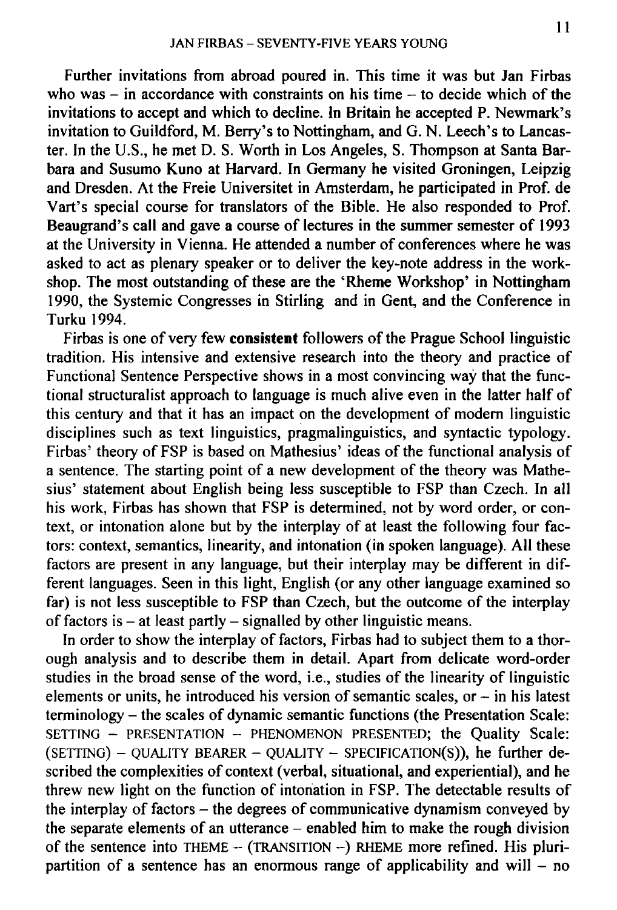Further invitations from abroad poured in. This time it was but Jan Firbas who was – in accordance with constraints on his time – to decide which of the invitations to accept and which to decline. In Britain he accepted P. Newmark's invitation to Guildford, M. Berry's to Nottingham, and G. N. Leech's to Lancaster. In the U.S., he met D. S. Worth in Los Angeles, S. Thompson at Santa Barbara and Susumo Kuno at Harvard. In Germany he visited Groningen, Leipzig and Dresden. At the Freie Universitet in Amsterdam, he participated in Prof. de Vart's special course for translators of the Bible. He also responded to Prof. Beaugrand's call and gave a course of lectures in the summer semester of 1993 at the University in Vienna. He attended a number of conferences where he was asked to act as plenary speaker or to deliver the key-note address in the workshop. The most outstanding of these are the 'Rheme Workshop' in Nottingham 1990, the Systemic Congresses in Stirling and in Gent, and the Conference in Turku 1994.

Firbas is one of very few **consistent** followers of the Prague School linguistic tradition. His intensive and extensive research into the theory and practice of Functional Sentence Perspective shows in a most convincing way that the functional structuralist approach to language is much alive even in the latter half of this century and that it has an impact on the development of modern linguistic disciplines such as text linguistics, pragmalinguistics, and syntactic typology. Firbas' theory of FSP is based on Mathesius' ideas of the functional analysis of a sentence. The starting point of a new development of the theory was Mathesius' statement about English being less susceptible to FSP than Czech. In all his work, Firbas has shown that FSP is determined, not by word order, or context, or intonation alone but by the interplay of at least the following four factors: context, semantics, linearity, and intonation (in spoken language). All these factors are present in any language, but their interplay may be different in different languages. Seen in this light, English (or any other language examined so far) is not less susceptible to FSP than Czech, but the outcome of the interplay of factors is – at least partly – signalled by other linguistic means.

In order to show the interplay of factors, Firbas had to subject them to a thorough analysis and to describe them in detail. Apart from delicate word-order studies in the broad sense of the word, i.e., studies of the linearity of linguistic elements or units, he introduced his version of semantic scales, or – in his latest terminology – the scales of dynamic semantic functions (the Presentation Scale: SETTING – PRESENTATION – PHENOMENON PRESENTED; the Quality Scale: (SETTING) – QUALITY BEARER – QUALITY – SPECIFICATION(S)), he further described the complexities of context (verbal, situational, and experiential), and he threw new light on the function of intonation in FSP. The detectable results of the interplay of factors – the degrees of communicative dynamism conveyed by the separate elements of an utterance – enabled him to make the rough division of the sentence into THEME – (TRANSITION –) RHEME more refined. His pluripartition of a sentence has an enormous range of applicability and will – no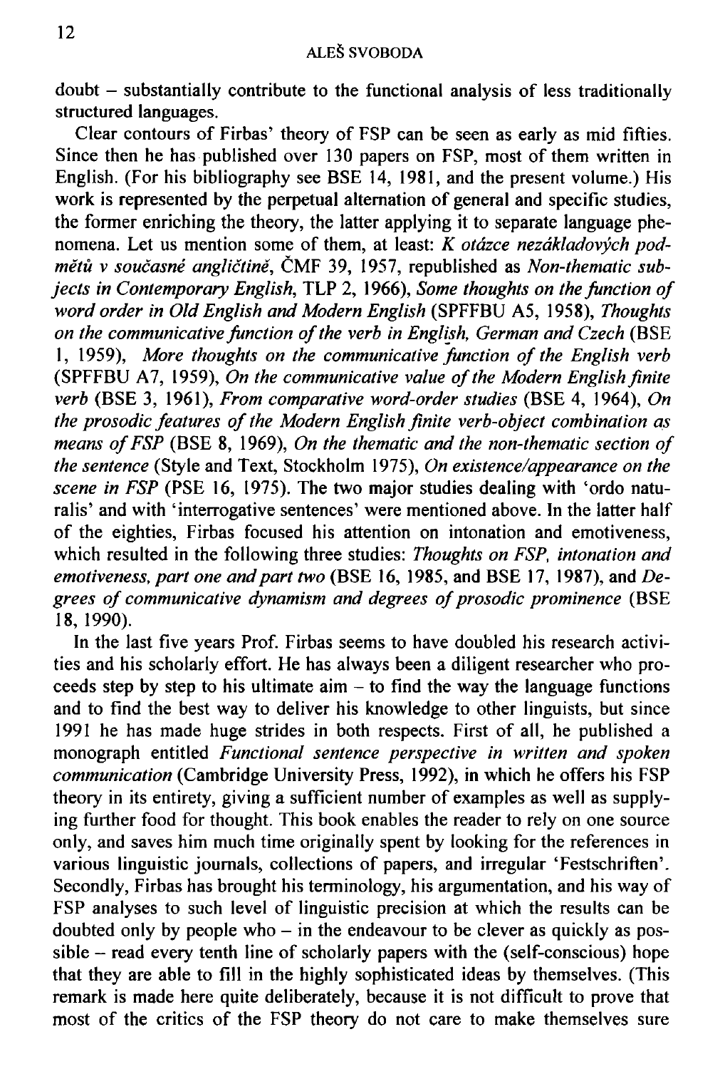doubt – substantially contribute to the functional analysis of less traditionally structured languages.

Clear contours of Firbas' theory of FSP can be seen as early as mid fifties. Since then he has published over 130 papers on FSP, most of them written in English. (For his bibliography see BSE 14, 1981, and the present volume.) His work is represented by the perpetual alternation of general and specific studies, the former enriching the theory, the latter applying it to separate language phenomena. Let us mention some of them, at least: *K otázce nezákladových podmětů v současné angličtině*, ČMF 39, 1957, republished as *Non-thematic subjects in Contemporary English*, TLP 2, 1966), *Some thoughts on the function of word order in Old English and Modern English* (SPFFBU A5, 1958), *Thoughts on the communicative function of the verb in English, German and Czech* (BSE 1, 1959), *More thoughts on the communicative function of the English verb* (SPFFBU A7, 1959), *On the communicative value of the Modern English finite verb* (BSE 3, 1961), *From comparative word-order studies* (BSE 4, 1964), *On the prosodic features of the Modern English finite verb-object combination as means of FSP* (BSE 8, 1969), *On the thematic and the non-thematic section of the sentence* (Style and Text, Stockholm 1975), *On existence/appearance on the scene in FSP* (PSE 16, 1975). The two major studies dealing with 'ordo naturalis' and with 'interrogative sentences' were mentioned above. In the latter half of the eighties, Firbas focused his attention on intonation and emotiveness, which resulted in the following three studies: *Thoughts on FSP, intonation and emotiveness, part one and part two* (BSE 16, 1985, and BSE 17, 1987), and *Degrees of communicative dynamism and degrees of prosodic prominence* (BSE 18, 1990).

In the last five years Prof. Firbas seems to have doubled his research activities and his scholarly effort. He has always been a diligent researcher who proceeds step by step to his ultimate aim – to find the way the language functions and to find the best way to deliver his knowledge to other linguists, but since 1991 he has made huge strides in both respects. First of all, he published a monograph entitled *Functional sentence perspective in written and spoken communication* (Cambridge University Press, 1992), in which he offers his FSP theory in its entirety, giving a sufficient number of examples as well as supplying further food for thought. This book enables the reader to rely on one source only, and saves him much time originally spent by looking for the references in various linguistic journals, collections of papers, and irregular 'Festschriften'. Secondly, Firbas has brought his terminology, his argumentation, and his way of FSP analyses to such level of linguistic precision at which the results can be doubted only by people who – in the endeavour to be clever as quickly as possible – read every tenth line of scholarly papers with the (self-conscious) hope that they are able to fill in the highly sophisticated ideas by themselves. (This remark is made here quite deliberately, because it is not difficult to prove that most of the critics of the FSP theory do not care to make themselves sure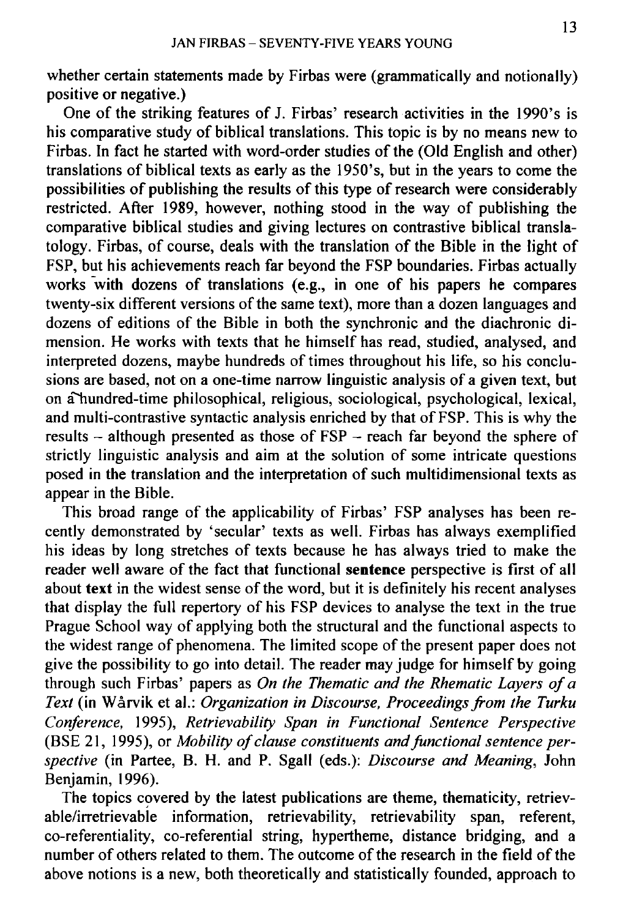whether certain statements made by Firbas were (grammatically and notionally) positive or negative.)

One of the striking features of J. Firbas' research activities in the 1990's is his comparative study of biblical translations. This topic is by no means new to Firbas. In fact he started with word-order studies of the (Old English and other) translations of biblical texts as early as the 1950's, but in the years to come the possibilities of publishing the results of this type of research were considerably restricted. After 1989, however, nothing stood in the way of publishing the comparative biblical studies and giving lectures on contrastive biblical translatology. Firbas, of course, deals with the translation of the Bible in the light of FSP, but his achievements reach far beyond the FSP boundaries. Firbas actually works with dozens of translations (e.g., in one of his papers he compares twenty-six different versions of the same text), more than a dozen languages and dozens of editions of the Bible in both the synchronic and the diachronic dimension. He works with texts that he himself has read, studied, analysed, and interpreted dozens, maybe hundreds of times throughout his life, so his conclusions are based, not on a one-time narrow linguistic analysis of a given text, but on a hundred-time philosophical, religious, sociological, psychological, lexical, and multi-contrastive syntactic analysis enriched by that of FSP. This is why the results – although presented as those of FSP – reach far beyond the sphere of strictly linguistic analysis and aim at the solution of some intricate questions posed in the translation and the interpretation of such multidimensional texts as appear in the Bible.

This broad range of the applicability of Firbas' FSP analyses has been recently demonstrated by 'secular' texts as well. Firbas has always exemplified his ideas by long stretches of texts because he has always tried to make the reader well aware of the fact that functional **sentence** perspective is first of all about **text** in the widest sense of the word, but it is definitely his recent analyses that display the full repertory of his FSP devices to analyse the text in the true Prague School way of applying both the structural and the functional aspects to the widest range of phenomena. The limited scope of the present paper does not give the possibility to go into detail. The reader may judge for himself by going through such Firbas' papers as *On the Thematic and the Rhematic Layers of a Text* (in Wårvik et al.: *Organization in Discourse, Proceedings from the Turku Conference,* 1995), *Retrievability Span in Functional Sentence Perspective* (BSE 21, 1995), or *Mobility of clause constituents and functional sentence perspective* (in Partee, B. H. and P. Sgall (eds.): *Discourse and Meaning*, John Benjamin, 1996).

The topics covered by the latest publications are theme, thematicity, retrievable/irretrievable information, retrievability, retrievability span, referent, co-referentiality, co-referential string, hypertheme, distance bridging, and a number of others related to them. The outcome of the research in the field of the above notions is a new, both theoretically and statistically founded, approach to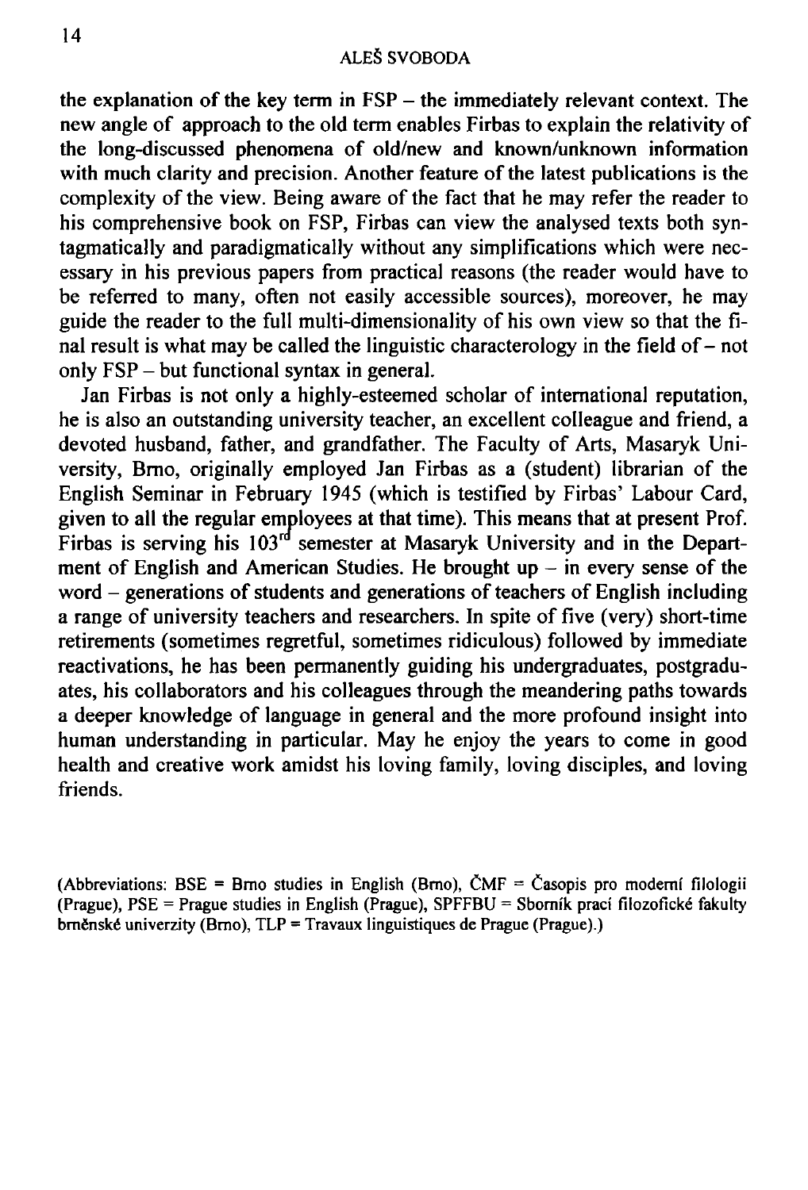the explanation of the key term in FSP – the immediately relevant context. The new angle of approach to the old term enables Firbas to explain the relativity of the long-discussed phenomena of old/new and known/unknown information with much clarity and precision. Another feature of the latest publications is the complexity of the view. Being aware of the fact that he may refer the reader to his comprehensive book on FSP, Firbas can view the analysed texts both syntagmatically and paradigmatically without any simplifications which were necessary in his previous papers from practical reasons (the reader would have to be referred to many, often not easily accessible sources), moreover, he may guide the reader to the full multi-dimensionality of his own view so that the final result is what may be called the linguistic characterology in the field of – not only FSP – but functional syntax in general.

Jan Firbas is not only a highly-esteemed scholar of international reputation, he is also an outstanding university teacher, an excellent colleague and friend, a devoted husband, father, and grandfather. The Faculty of Arts, Masaryk University, Brno, originally employed Jan Firbas as a (student) librarian of the English Seminar in February 1945 (which is testified by Firbas' Labour Card, given to all the regular employees at that time). This means that at present Prof. Firbas is serving his 103rd semester at Masaryk University and in the Department of English and American Studies. He brought up – in every sense of the word – generations of students and generations of teachers of English including a range of university teachers and researchers. In spite of five (very) short-time retirements (sometimes regretful, sometimes ridiculous) followed by immediate reactivations, he has been permanently guiding his undergraduates, postgraduates, his collaborators and his colleagues through the meandering paths towards a deeper knowledge of language in general and the more profound insight into human understanding in particular. May he enjoy the years to come in good health and creative work amidst his loving family, loving disciples, and loving friends.

(Abbreviations: BSE = Brno studies in English (Brno), ČMF = Časopis pro moderní filologii (Prague), PSE = Prague studies in English (Prague), SPFFBU = Sborník prací filozofické fakulty brněnské univerzity (Brno), TLP = Travaux linguistiques de Prague (Prague).)